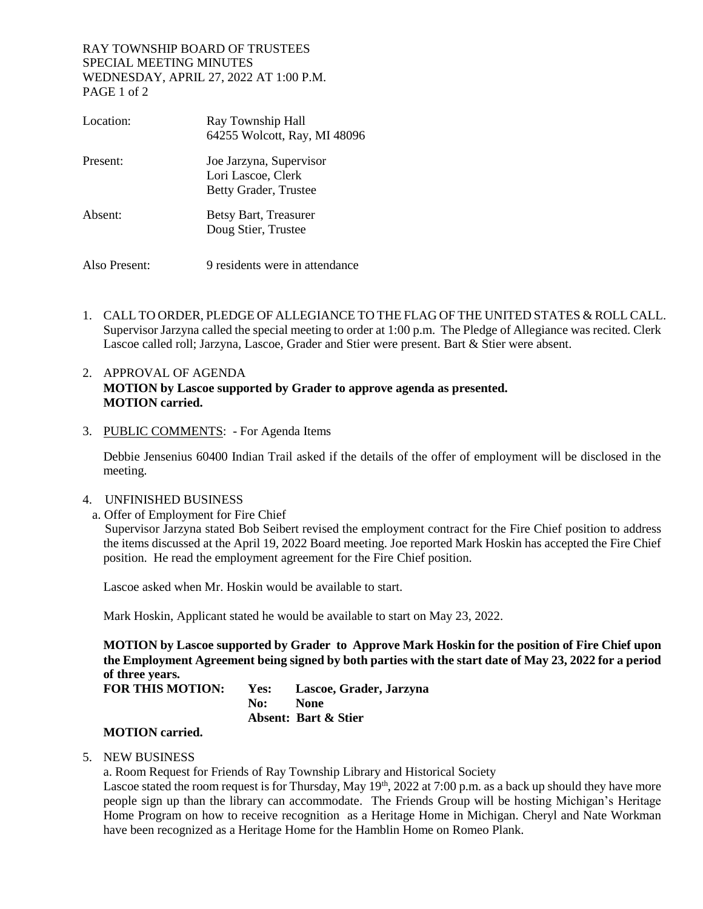RAY TOWNSHIP BOARD OF TRUSTEES
SPECIAL MEETING MINUTES
WEDNESDAY, APRIL 27, 2022 AT 1:00 P.M.

| | |
|---|---|
| Location: | Ray Township Hall<br>64255 Wolcott, Ray, MI 48096 |
| Present: | Joe Jarzyna, Supervisor<br>Lori Lascoe, Clerk<br>Betty Grader, Trustee |
| Absent: | Betsy Bart, Treasurer<br>Doug Stier, Trustee |
| Also Present: | 9 residents were in attendance |

1. CALL TO ORDER, PLEDGE OF ALLEGIANCE TO THE FLAG OF THE UNITED STATES & ROLL CALL.
   Supervisor Jarzyna called the special meeting to order at 1:00 p.m. The Pledge of Allegiance was recited. Clerk Lascoe called roll; Jarzyna, Lascoe, Grader and Stier were present. Bart & Stier were absent.

2. APPROVAL OF AGENDA
   **MOTION by Lascoe supported by Grader to approve agenda as presented.**
   **MOTION carried.**

3. PUBLIC COMMENTS: - For Agenda Items

   Debbie Jensenius 60400 Indian Trail asked if the details of the offer of employment will be disclosed in the meeting.

4. UNFINISHED BUSINESS
   a. Offer of Employment for Fire Chief
   Supervisor Jarzyna stated Bob Seibert revised the employment contract for the Fire Chief position to address the items discussed at the April 19, 2022 Board meeting. Joe reported Mark Hoskin has accepted the Fire Chief position. He read the employment agreement for the Fire Chief position.

   Lascoe asked when Mr. Hoskin would be available to start.

   Mark Hoskin, Applicant stated he would be available to start on May 23, 2022.

   **MOTION by Lascoe supported by Grader to Approve Mark Hoskin for the position of Fire Chief upon the Employment Agreement being signed by both parties with the start date of May 23, 2022 for a period of three years.**

   | | | |
   |---|---|---|
   | **FOR THIS MOTION:** | **Yes:** | **Lascoe, Grader, Jarzyna** |
   | | **No:** | **None** |
   | | **Absent:** | **Bart & Stier** |

   **MOTION carried.**

5. NEW BUSINESS
   a. Room Request for Friends of Ray Township Library and Historical Society
   Lascoe stated the room request is for Thursday, May 19th, 2022 at 7:00 p.m. as a back up should they have more people sign up than the library can accommodate. The Friends Group will be hosting Michigan's Heritage Home Program on how to receive recognition as a Heritage Home in Michigan. Cheryl and Nate Workman have been recognized as a Heritage Home for the Hamblin Home on Romeo Plank.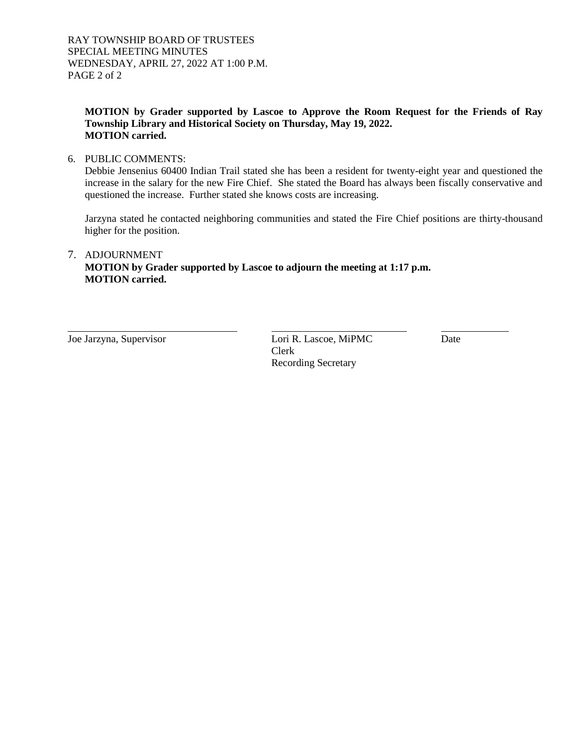**MOTION by Grader supported by Lascoe to Approve the Room Request for the Friends of Ray Township Library and Historical Society on Thursday, May 19, 2022.**
**MOTION carried.**

6. PUBLIC COMMENTS:
   Debbie Jensenius 60400 Indian Trail stated she has been a resident for twenty-eight year and questioned the increase in the salary for the new Fire Chief. She stated the Board has always been fiscally conservative and questioned the increase. Further stated she knows costs are increasing.

   Jarzyna stated he contacted neighboring communities and stated the Fire Chief positions are thirty-thousand higher for the position.

7. ADJOURNMENT
   **MOTION by Grader supported by Lascoe to adjourn the meeting at 1:17 p.m.**
   **MOTION carried.**

Joe Jarzyna, Supervisor

Lori R. Lascoe, MiPMC
Clerk
Recording Secretary

Date